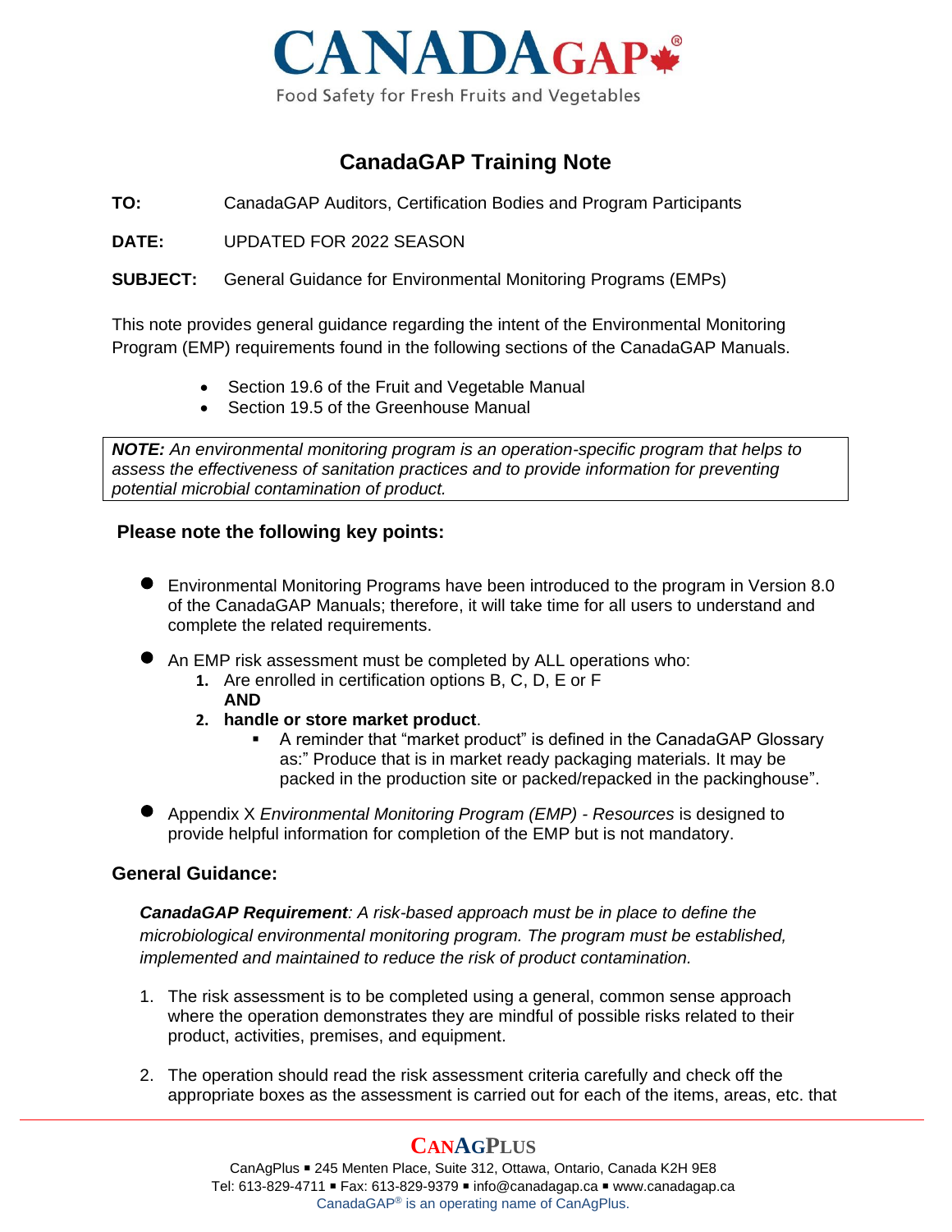# CanadaGAP Training Note

**TO:** CanadaGAP Auditors, Certification Bodies and Program Participants

**DATE:** UPDATED FOR 2022 SEASON

**SUBJECT:** General Guidance for Environmental Monitoring Programs (EMPs)

This note provides general guidance regarding the intent of the Environmental Monitoring Program (EMP) requirements found in the following sections of the CanadaGAP Manuals.

- Section 19.6 of the Fruit and Vegetable Manual
- Section 19.5 of the Greenhouse Manual

> ***NOTE:*** *An environmental monitoring program is an operation-specific program that helps to assess the effectiveness of sanitation practices and to provide information for preventing potential microbial contamination of product.*

## Please note the following key points:

- Environmental Monitoring Programs have been introduced to the program in Version 8.0 of the CanadaGAP Manuals; therefore, it will take time for all users to understand and complete the related requirements.
- An EMP risk assessment must be completed by ALL operations who:
  1. Are enrolled in certification options B, C, D, E or F
     **AND**
  2. **handle or store market product**.
     - A reminder that "market product" is defined in the CanadaGAP Glossary as:" Produce that is in market ready packaging materials. It may be packed in the production site or packed/repacked in the packinghouse".
- Appendix X *Environmental Monitoring Program (EMP) - Resources* is designed to provide helpful information for completion of the EMP but is not mandatory.

## General Guidance:

***CanadaGAP Requirement****: A risk-based approach must be in place to define the microbiological environmental monitoring program. The program must be established, implemented and maintained to reduce the risk of product contamination.*

1. The risk assessment is to be completed using a general, common sense approach where the operation demonstrates they are mindful of possible risks related to their product, activities, premises, and equipment.
2. The operation should read the risk assessment criteria carefully and check off the appropriate boxes as the assessment is carried out for each of the items, areas, etc. that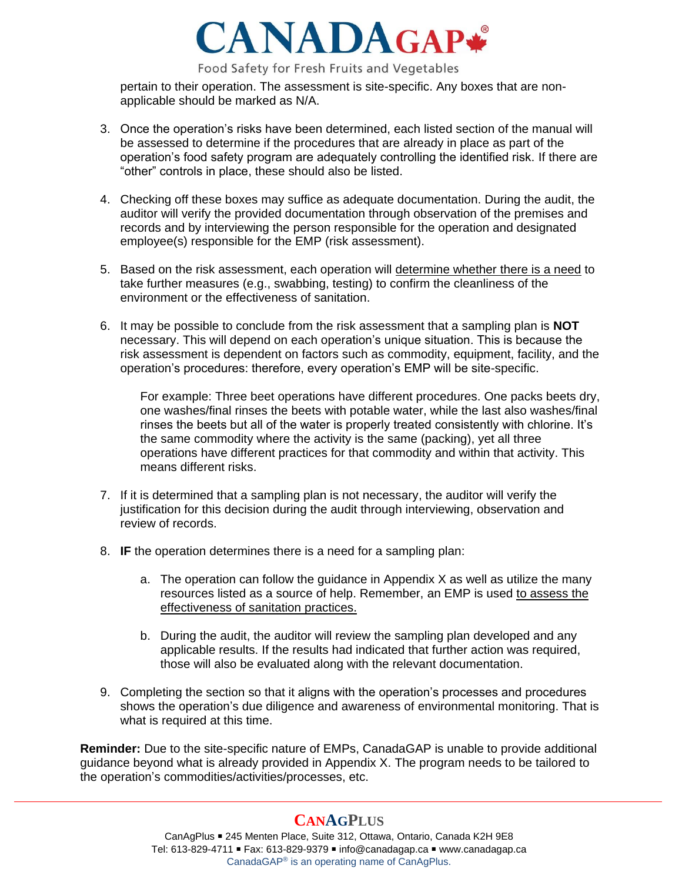pertain to their operation. The assessment is site-specific. Any boxes that are non-applicable should be marked as N/A.

3. Once the operation's risks have been determined, each listed section of the manual will be assessed to determine if the procedures that are already in place as part of the operation's food safety program are adequately controlling the identified risk. If there are "other" controls in place, these should also be listed.

4. Checking off these boxes may suffice as adequate documentation. During the audit, the auditor will verify the provided documentation through observation of the premises and records and by interviewing the person responsible for the operation and designated employee(s) responsible for the EMP (risk assessment).

5. Based on the risk assessment, each operation will determine whether there is a need to take further measures (e.g., swabbing, testing) to confirm the cleanliness of the environment or the effectiveness of sanitation.

6. It may be possible to conclude from the risk assessment that a sampling plan is **NOT** necessary. This will depend on each operation's unique situation. This is because the risk assessment is dependent on factors such as commodity, equipment, facility, and the operation's procedures: therefore, every operation's EMP will be site-specific.

   For example: Three beet operations have different procedures. One packs beets dry, one washes/final rinses the beets with potable water, while the last also washes/final rinses the beets but all of the water is properly treated consistently with chlorine. It's the same commodity where the activity is the same (packing), yet all three operations have different practices for that commodity and within that activity. This means different risks.

7. If it is determined that a sampling plan is not necessary, the auditor will verify the justification for this decision during the audit through interviewing, observation and review of records.

8. **IF** the operation determines there is a need for a sampling plan:

   a. The operation can follow the guidance in Appendix X as well as utilize the many resources listed as a source of help. Remember, an EMP is used to assess the effectiveness of sanitation practices.

   b. During the audit, the auditor will review the sampling plan developed and any applicable results. If the results had indicated that further action was required, those will also be evaluated along with the relevant documentation.

9. Completing the section so that it aligns with the operation's processes and procedures shows the operation's due diligence and awareness of environmental monitoring. That is what is required at this time.

**Reminder:** Due to the site-specific nature of EMPs, CanadaGAP is unable to provide additional guidance beyond what is already provided in Appendix X. The program needs to be tailored to the operation's commodities/activities/processes, etc.